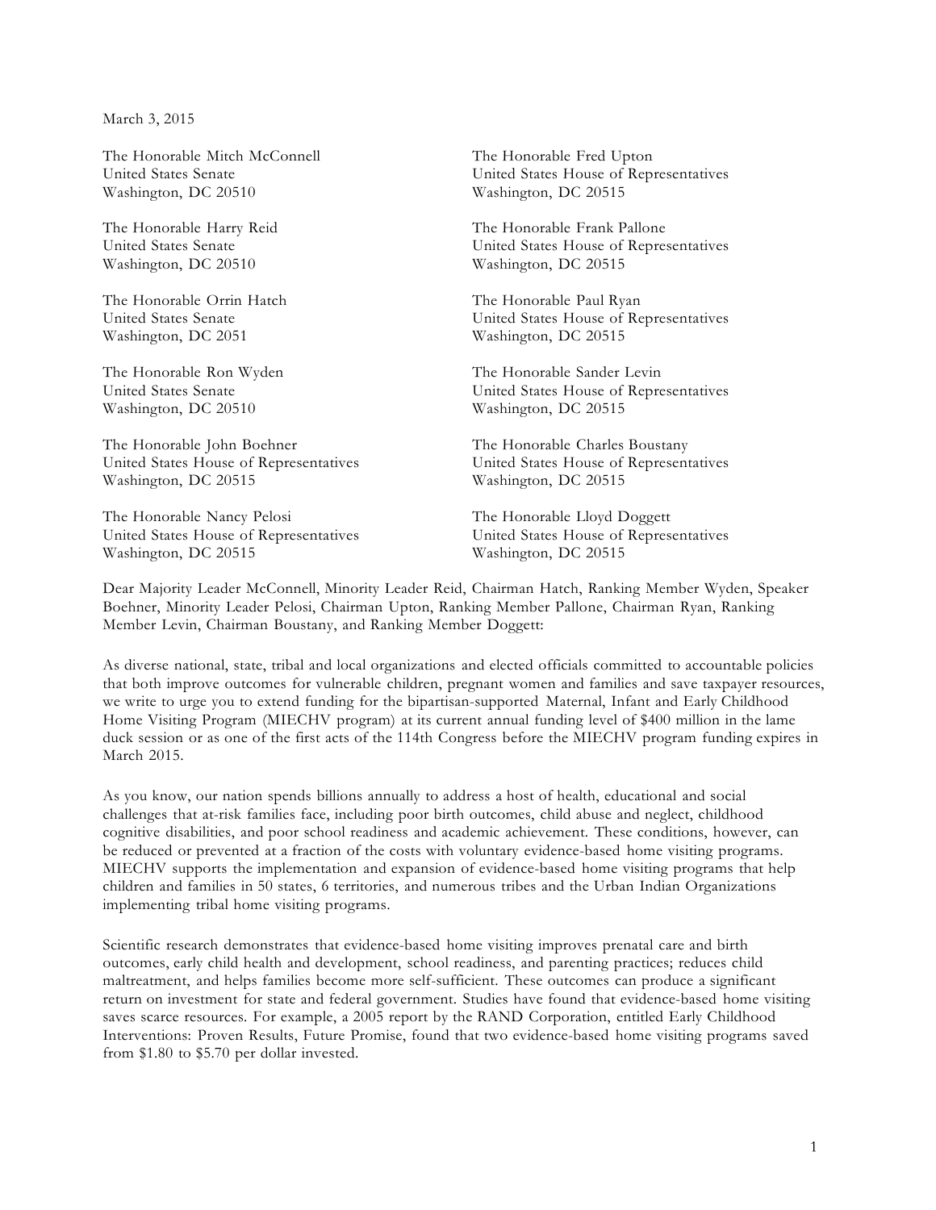March 3, 2015

The Honorable Mitch McConnell
United States Senate
Washington, DC 20510

The Honorable Harry Reid
United States Senate
Washington, DC 20510

The Honorable Orrin Hatch
United States Senate
Washington, DC 2051

The Honorable Ron Wyden
United States Senate
Washington, DC 20510

The Honorable John Boehner
United States House of Representatives
Washington, DC 20515

The Honorable Nancy Pelosi
United States House of Representatives
Washington, DC 20515

The Honorable Fred Upton
United States House of Representatives
Washington, DC 20515

The Honorable Frank Pallone
United States House of Representatives
Washington, DC 20515

The Honorable Paul Ryan
United States House of Representatives
Washington, DC 20515

The Honorable Sander Levin
United States House of Representatives
Washington, DC 20515

The Honorable Charles Boustany
United States House of Representatives
Washington, DC 20515

The Honorable Lloyd Doggett
United States House of Representatives
Washington, DC 20515

Dear Majority Leader McConnell, Minority Leader Reid, Chairman Hatch, Ranking Member Wyden, Speaker Boehner, Minority Leader Pelosi, Chairman Upton, Ranking Member Pallone, Chairman Ryan, Ranking Member Levin, Chairman Boustany, and Ranking Member Doggett:

As diverse national, state, tribal and local organizations and elected officials committed to accountable policies that both improve outcomes for vulnerable children, pregnant women and families and save taxpayer resources, we write to urge you to extend funding for the bipartisan-supported Maternal, Infant and Early Childhood Home Visiting Program (MIECHV program) at its current annual funding level of $400 million in the lame duck session or as one of the first acts of the 114th Congress before the MIECHV program funding expires in March 2015.

As you know, our nation spends billions annually to address a host of health, educational and social challenges that at-risk families face, including poor birth outcomes, child abuse and neglect, childhood cognitive disabilities, and poor school readiness and academic achievement. These conditions, however, can be reduced or prevented at a fraction of the costs with voluntary evidence-based home visiting programs. MIECHV supports the implementation and expansion of evidence-based home visiting programs that help children and families in 50 states, 6 territories, and numerous tribes and the Urban Indian Organizations implementing tribal home visiting programs.

Scientific research demonstrates that evidence-based home visiting improves prenatal care and birth outcomes, early child health and development, school readiness, and parenting practices; reduces child maltreatment, and helps families become more self-sufficient. These outcomes can produce a significant return on investment for state and federal government. Studies have found that evidence-based home visiting saves scarce resources. For example, a 2005 report by the RAND Corporation, entitled Early Childhood Interventions: Proven Results, Future Promise, found that two evidence-based home visiting programs saved from $1.80 to $5.70 per dollar invested.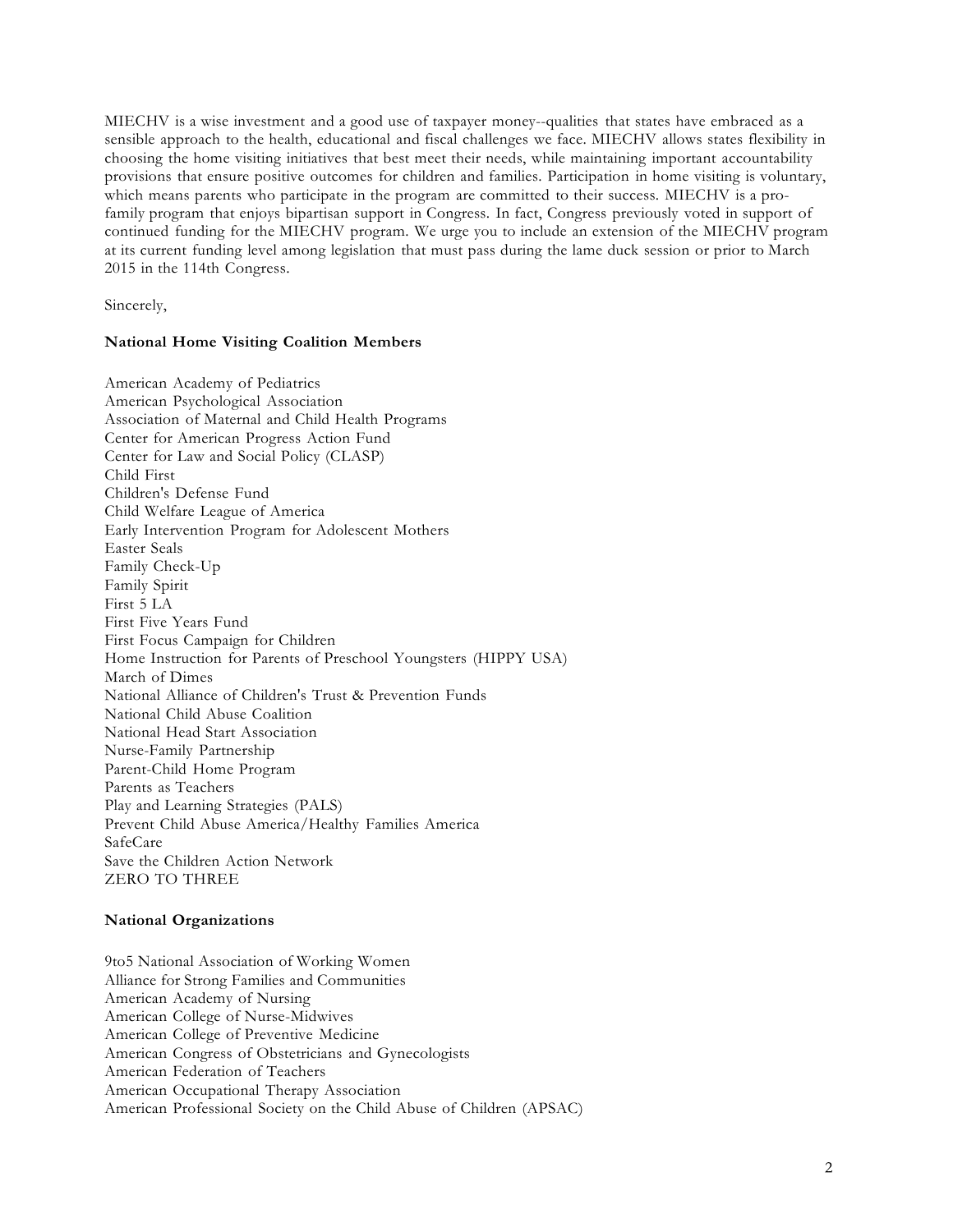MIECHV is a wise investment and a good use of taxpayer money--qualities that states have embraced as a sensible approach to the health, educational and fiscal challenges we face. MIECHV allows states flexibility in choosing the home visiting initiatives that best meet their needs, while maintaining important accountability provisions that ensure positive outcomes for children and families. Participation in home visiting is voluntary, which means parents who participate in the program are committed to their success. MIECHV is a pro-family program that enjoys bipartisan support in Congress. In fact, Congress previously voted in support of continued funding for the MIECHV program. We urge you to include an extension of the MIECHV program at its current funding level among legislation that must pass during the lame duck session or prior to March 2015 in the 114th Congress.

Sincerely,

**National Home Visiting Coalition Members**

American Academy of Pediatrics
American Psychological Association
Association of Maternal and Child Health Programs
Center for American Progress Action Fund
Center for Law and Social Policy (CLASP)
Child First
Children's Defense Fund
Child Welfare League of America
Early Intervention Program for Adolescent Mothers
Easter Seals
Family Check-Up
Family Spirit
First 5 LA
First Five Years Fund
First Focus Campaign for Children
Home Instruction for Parents of Preschool Youngsters (HIPPY USA)
March of Dimes
National Alliance of Children's Trust & Prevention Funds
National Child Abuse Coalition
National Head Start Association
Nurse-Family Partnership
Parent-Child Home Program
Parents as Teachers
Play and Learning Strategies (PALS)
Prevent Child Abuse America/Healthy Families America
SafeCare
Save the Children Action Network
ZERO TO THREE

**National Organizations**

9to5 National Association of Working Women
Alliance for Strong Families and Communities
American Academy of Nursing
American College of Nurse-Midwives
American College of Preventive Medicine
American Congress of Obstetricians and Gynecologists
American Federation of Teachers
American Occupational Therapy Association
American Professional Society on the Child Abuse of Children (APSAC)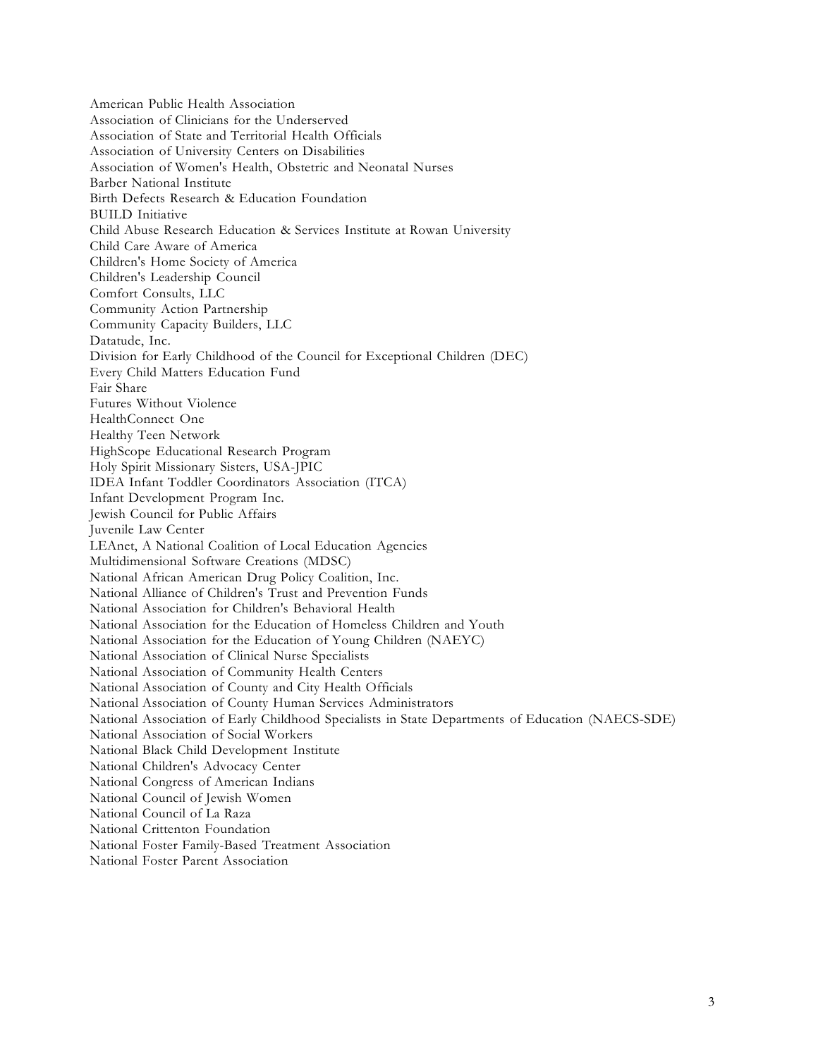American Public Health Association
Association of Clinicians for the Underserved
Association of State and Territorial Health Officials
Association of University Centers on Disabilities
Association of Women's Health, Obstetric and Neonatal Nurses
Barber National Institute
Birth Defects Research & Education Foundation
BUILD Initiative
Child Abuse Research Education & Services Institute at Rowan University
Child Care Aware of America
Children's Home Society of America
Children's Leadership Council
Comfort Consults, LLC
Community Action Partnership
Community Capacity Builders, LLC
Datatude, Inc.
Division for Early Childhood of the Council for Exceptional Children (DEC)
Every Child Matters Education Fund
Fair Share
Futures Without Violence
HealthConnect One
Healthy Teen Network
HighScope Educational Research Program
Holy Spirit Missionary Sisters, USA-JPIC
IDEA Infant Toddler Coordinators Association (ITCA)
Infant Development Program Inc.
Jewish Council for Public Affairs
Juvenile Law Center
LEAnet, A National Coalition of Local Education Agencies
Multidimensional Software Creations (MDSC)
National African American Drug Policy Coalition, Inc.
National Alliance of Children's Trust and Prevention Funds
National Association for Children's Behavioral Health
National Association for the Education of Homeless Children and Youth
National Association for the Education of Young Children (NAEYC)
National Association of Clinical Nurse Specialists
National Association of Community Health Centers
National Association of County and City Health Officials
National Association of County Human Services Administrators
National Association of Early Childhood Specialists in State Departments of Education (NAECS-SDE)
National Association of Social Workers
National Black Child Development Institute
National Children's Advocacy Center
National Congress of American Indians
National Council of Jewish Women
National Council of La Raza
National Crittenton Foundation
National Foster Family-Based Treatment Association
National Foster Parent Association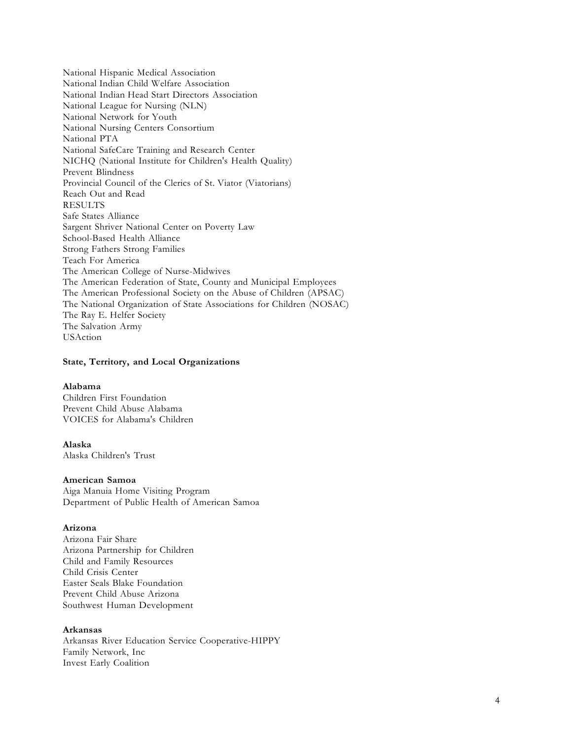National Hispanic Medical Association
National Indian Child Welfare Association
National Indian Head Start Directors Association
National League for Nursing (NLN)
National Network for Youth
National Nursing Centers Consortium
National PTA
National SafeCare Training and Research Center
NICHQ (National Institute for Children's Health Quality)
Prevent Blindness
Provincial Council of the Clerics of St. Viator (Viatorians)
Reach Out and Read
RESULTS
Safe States Alliance
Sargent Shriver National Center on Poverty Law
School-Based Health Alliance
Strong Fathers Strong Families
Teach For America
The American College of Nurse-Midwives
The American Federation of State, County and Municipal Employees
The American Professional Society on the Abuse of Children (APSAC)
The National Organization of State Associations for Children (NOSAC)
The Ray E. Helfer Society
The Salvation Army
USAction

**State, Territory, and Local Organizations**

**Alabama**
Children First Foundation
Prevent Child Abuse Alabama
VOICES for Alabama's Children

**Alaska**
Alaska Children's Trust

**American Samoa**
Aiga Manuia Home Visiting Program
Department of Public Health of American Samoa

**Arizona**
Arizona Fair Share
Arizona Partnership for Children
Child and Family Resources
Child Crisis Center
Easter Seals Blake Foundation
Prevent Child Abuse Arizona
Southwest Human Development

**Arkansas**
Arkansas River Education Service Cooperative-HIPPY
Family Network, Inc
Invest Early Coalition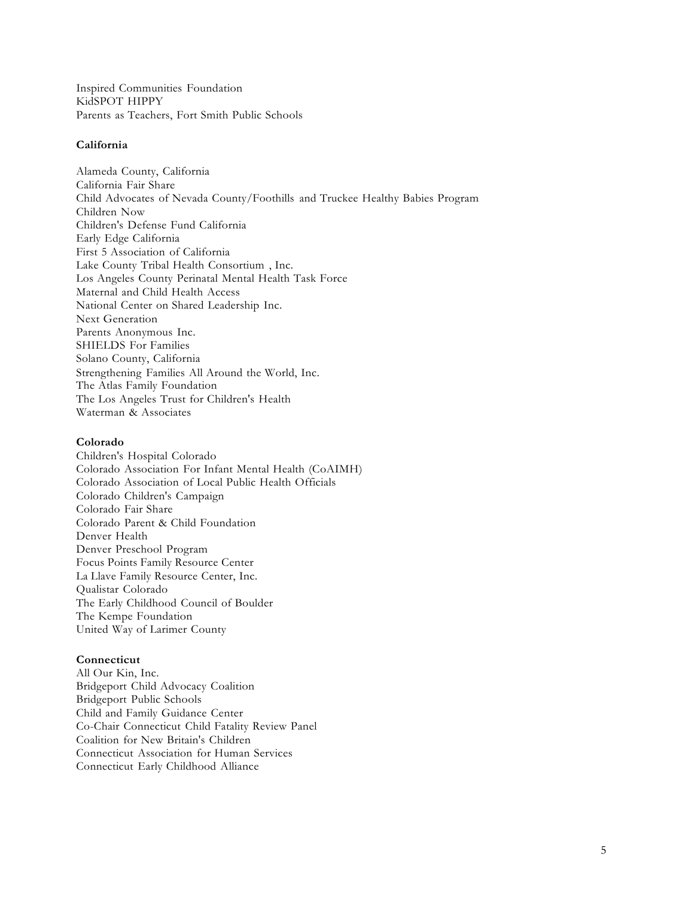Inspired Communities Foundation
KidSPOT HIPPY
Parents as Teachers, Fort Smith Public Schools

**California**

Alameda County, California
California Fair Share
Child Advocates of Nevada County/Foothills and Truckee Healthy Babies Program
Children Now
Children's Defense Fund California
Early Edge California
First 5 Association of California
Lake County Tribal Health Consortium , Inc.
Los Angeles County Perinatal Mental Health Task Force
Maternal and Child Health Access
National Center on Shared Leadership Inc.
Next Generation
Parents Anonymous Inc.
SHIELDS For Families
Solano County, California
Strengthening Families All Around the World, Inc.
The Atlas Family Foundation
The Los Angeles Trust for Children's Health
Waterman & Associates

**Colorado**

Children's Hospital Colorado
Colorado Association For Infant Mental Health (CoAIMH)
Colorado Association of Local Public Health Officials
Colorado Children's Campaign
Colorado Fair Share
Colorado Parent & Child Foundation
Denver Health
Denver Preschool Program
Focus Points Family Resource Center
La Llave Family Resource Center, Inc.
Qualistar Colorado
The Early Childhood Council of Boulder
The Kempe Foundation
United Way of Larimer County

**Connecticut**

All Our Kin, Inc.
Bridgeport Child Advocacy Coalition
Bridgeport Public Schools
Child and Family Guidance Center
Co-Chair Connecticut Child Fatality Review Panel
Coalition for New Britain's Children
Connecticut Association for Human Services
Connecticut Early Childhood Alliance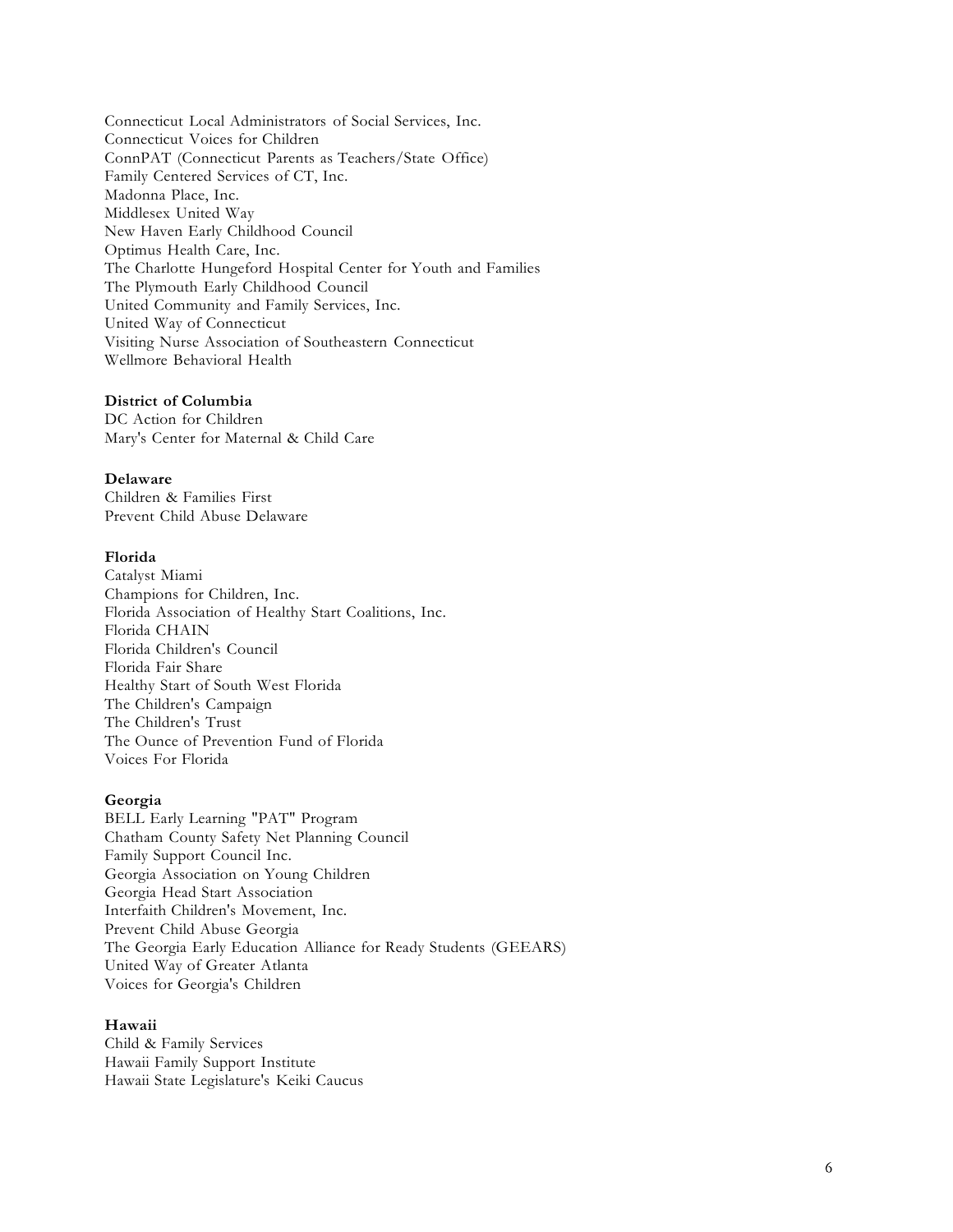Connecticut Local Administrators of Social Services, Inc.
Connecticut Voices for Children
ConnPAT (Connecticut Parents as Teachers/State Office)
Family Centered Services of CT, Inc.
Madonna Place, Inc.
Middlesex United Way
New Haven Early Childhood Council
Optimus Health Care, Inc.
The Charlotte Hungeford Hospital Center for Youth and Families
The Plymouth Early Childhood Council
United Community and Family Services, Inc.
United Way of Connecticut
Visiting Nurse Association of Southeastern Connecticut
Wellmore Behavioral Health

**District of Columbia**
DC Action for Children
Mary's Center for Maternal & Child Care

**Delaware**
Children & Families First
Prevent Child Abuse Delaware

**Florida**
Catalyst Miami
Champions for Children, Inc.
Florida Association of Healthy Start Coalitions, Inc.
Florida CHAIN
Florida Children's Council
Florida Fair Share
Healthy Start of South West Florida
The Children's Campaign
The Children's Trust
The Ounce of Prevention Fund of Florida
Voices For Florida

**Georgia**
BELL Early Learning "PAT" Program
Chatham County Safety Net Planning Council
Family Support Council Inc.
Georgia Association on Young Children
Georgia Head Start Association
Interfaith Children's Movement, Inc.
Prevent Child Abuse Georgia
The Georgia Early Education Alliance for Ready Students (GEEARS)
United Way of Greater Atlanta
Voices for Georgia's Children

**Hawaii**
Child & Family Services
Hawaii Family Support Institute
Hawaii State Legislature's Keiki Caucus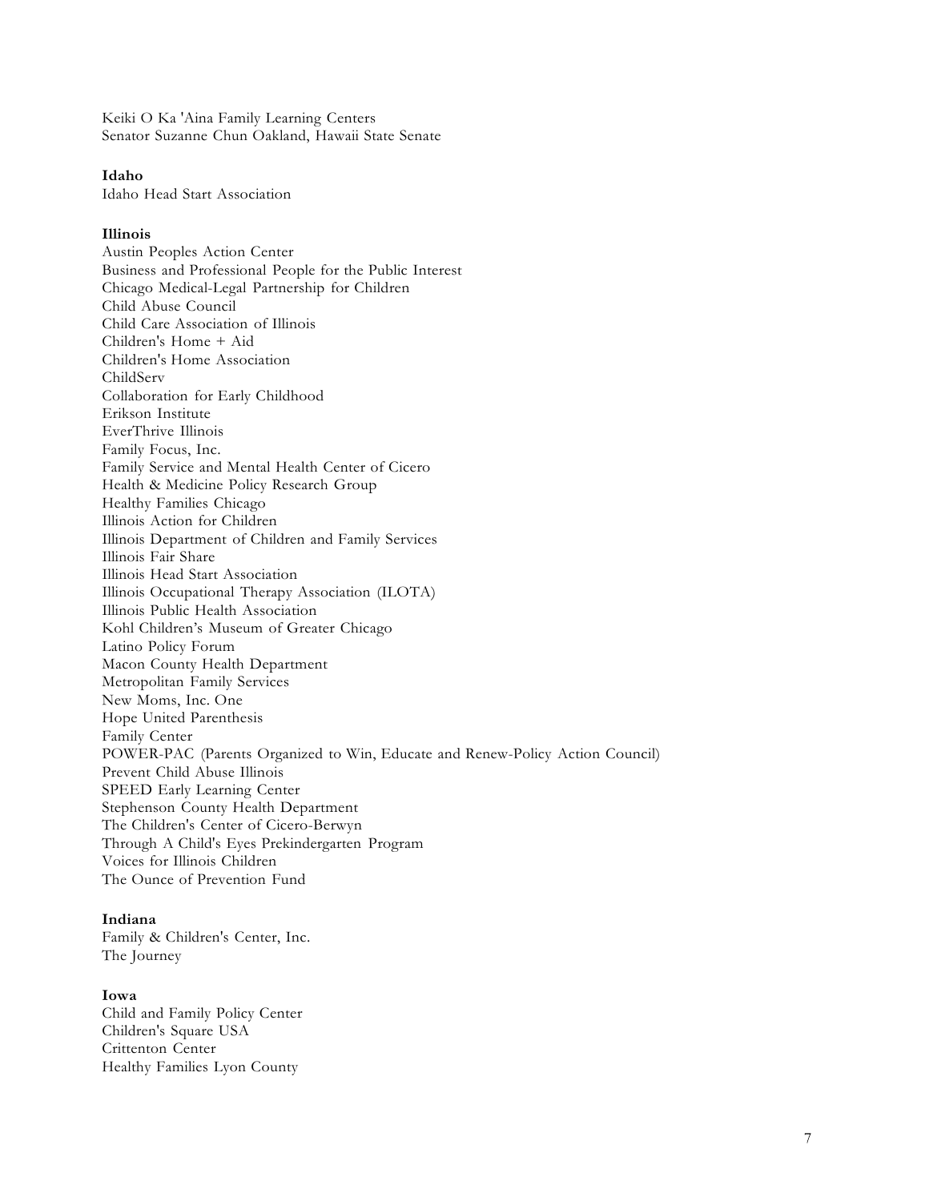Keiki O Ka 'Aina Family Learning Centers  
Senator Suzanne Chun Oakland, Hawaii State Senate

**Idaho**  
Idaho Head Start Association

**Illinois**  
Austin Peoples Action Center  
Business and Professional People for the Public Interest  
Chicago Medical-Legal Partnership for Children  
Child Abuse Council  
Child Care Association of Illinois  
Children's Home + Aid  
Children's Home Association  
ChildServ  
Collaboration for Early Childhood  
Erikson Institute  
EverThrive Illinois  
Family Focus, Inc.  
Family Service and Mental Health Center of Cicero  
Health & Medicine Policy Research Group  
Healthy Families Chicago  
Illinois Action for Children  
Illinois Department of Children and Family Services  
Illinois Fair Share  
Illinois Head Start Association  
Illinois Occupational Therapy Association (ILOTA)  
Illinois Public Health Association  
Kohl Children's Museum of Greater Chicago  
Latino Policy Forum  
Macon County Health Department  
Metropolitan Family Services  
New Moms, Inc. One  
Hope United Parenthesis  
Family Center  
POWER-PAC (Parents Organized to Win, Educate and Renew-Policy Action Council)  
Prevent Child Abuse Illinois  
SPEED Early Learning Center  
Stephenson County Health Department  
The Children's Center of Cicero-Berwyn  
Through A Child's Eyes Prekindergarten Program  
Voices for Illinois Children  
The Ounce of Prevention Fund

**Indiana**  
Family & Children's Center, Inc.  
The Journey

**Iowa**  
Child and Family Policy Center  
Children's Square USA  
Crittenton Center  
Healthy Families Lyon County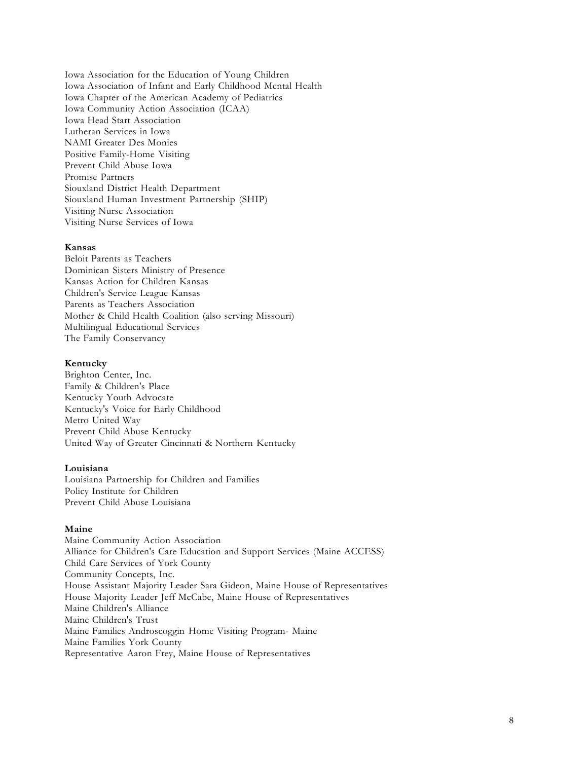Iowa Association for the Education of Young Children
Iowa Association of Infant and Early Childhood Mental Health
Iowa Chapter of the American Academy of Pediatrics
Iowa Community Action Association (ICAA)
Iowa Head Start Association
Lutheran Services in Iowa
NAMI Greater Des Monies
Positive Family-Home Visiting
Prevent Child Abuse Iowa
Promise Partners
Siouxland District Health Department
Siouxland Human Investment Partnership (SHIP)
Visiting Nurse Association
Visiting Nurse Services of Iowa

**Kansas**
Beloit Parents as Teachers
Dominican Sisters Ministry of Presence
Kansas Action for Children Kansas
Children's Service League Kansas
Parents as Teachers Association
Mother & Child Health Coalition (also serving Missouri)
Multilingual Educational Services
The Family Conservancy

**Kentucky**
Brighton Center, Inc.
Family & Children's Place
Kentucky Youth Advocate
Kentucky's Voice for Early Childhood
Metro United Way
Prevent Child Abuse Kentucky
United Way of Greater Cincinnati & Northern Kentucky

**Louisiana**
Louisiana Partnership for Children and Families
Policy Institute for Children
Prevent Child Abuse Louisiana

**Maine**
Maine Community Action Association
Alliance for Children's Care Education and Support Services (Maine ACCESS)
Child Care Services of York County
Community Concepts, Inc.
House Assistant Majority Leader Sara Gideon, Maine House of Representatives
House Majority Leader Jeff McCabe, Maine House of Representatives
Maine Children's Alliance
Maine Children's Trust
Maine Families Androscoggin Home Visiting Program- Maine
Maine Families York County
Representative Aaron Frey, Maine House of Representatives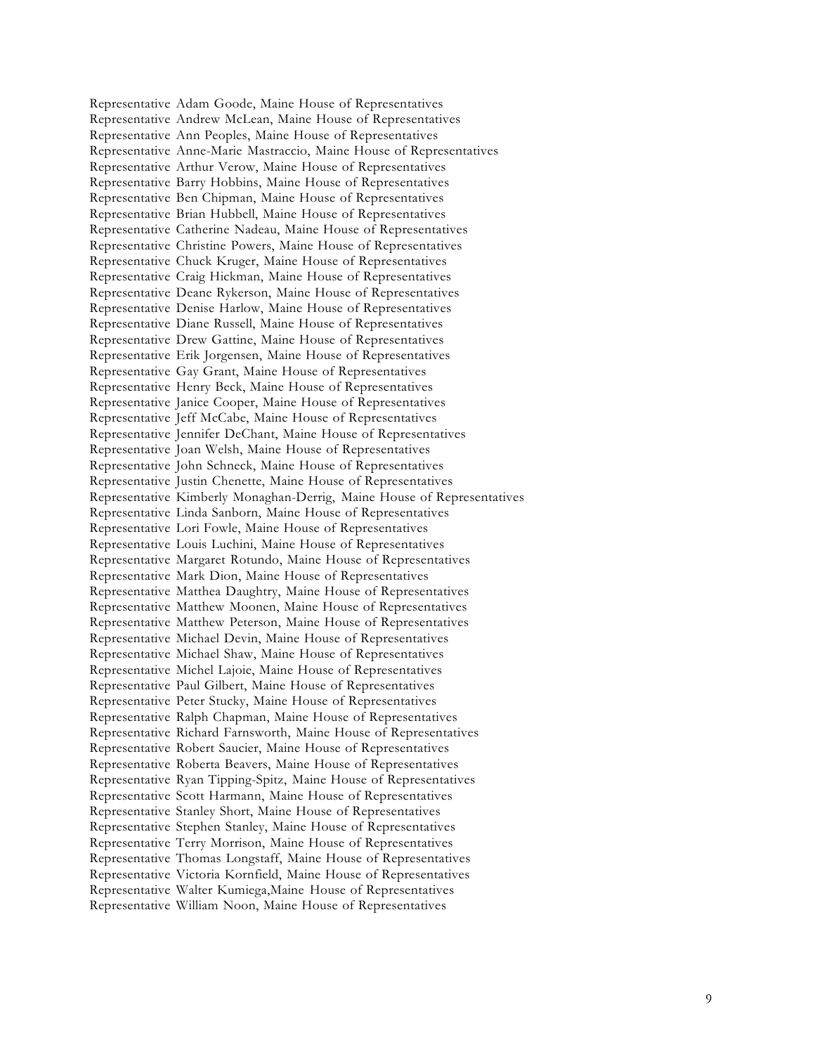Representative Adam Goode, Maine House of Representatives
Representative Andrew McLean, Maine House of Representatives
Representative Ann Peoples, Maine House of Representatives
Representative Anne-Marie Mastraccio, Maine House of Representatives
Representative Arthur Verow, Maine House of Representatives
Representative Barry Hobbins, Maine House of Representatives
Representative Ben Chipman, Maine House of Representatives
Representative Brian Hubbell, Maine House of Representatives
Representative Catherine Nadeau, Maine House of Representatives
Representative Christine Powers, Maine House of Representatives
Representative Chuck Kruger, Maine House of Representatives
Representative Craig Hickman, Maine House of Representatives
Representative Deane Rykerson, Maine House of Representatives
Representative Denise Harlow, Maine House of Representatives
Representative Diane Russell, Maine House of Representatives
Representative Drew Gattine, Maine House of Representatives
Representative Erik Jorgensen, Maine House of Representatives
Representative Gay Grant, Maine House of Representatives
Representative Henry Beck, Maine House of Representatives
Representative Janice Cooper, Maine House of Representatives
Representative Jeff McCabe, Maine House of Representatives
Representative Jennifer DeChant, Maine House of Representatives
Representative Joan Welsh, Maine House of Representatives
Representative John Schneck, Maine House of Representatives
Representative Justin Chenette, Maine House of Representatives
Representative Kimberly Monaghan-Derrig, Maine House of Representatives
Representative Linda Sanborn, Maine House of Representatives
Representative Lori Fowle, Maine House of Representatives
Representative Louis Luchini, Maine House of Representatives
Representative Margaret Rotundo, Maine House of Representatives
Representative Mark Dion, Maine House of Representatives
Representative Matthea Daughtry, Maine House of Representatives
Representative Matthew Moonen, Maine House of Representatives
Representative Matthew Peterson, Maine House of Representatives
Representative Michael Devin, Maine House of Representatives
Representative Michael Shaw, Maine House of Representatives
Representative Michel Lajoie, Maine House of Representatives
Representative Paul Gilbert, Maine House of Representatives
Representative Peter Stucky, Maine House of Representatives
Representative Ralph Chapman, Maine House of Representatives
Representative Richard Farnsworth, Maine House of Representatives
Representative Robert Saucier, Maine House of Representatives
Representative Roberta Beavers, Maine House of Representatives
Representative Ryan Tipping-Spitz, Maine House of Representatives
Representative Scott Harmann, Maine House of Representatives
Representative Stanley Short, Maine House of Representatives
Representative Stephen Stanley, Maine House of Representatives
Representative Terry Morrison, Maine House of Representatives
Representative Thomas Longstaff, Maine House of Representatives
Representative Victoria Kornfield, Maine House of Representatives
Representative Walter Kumiega,Maine House of Representatives
Representative William Noon, Maine House of Representatives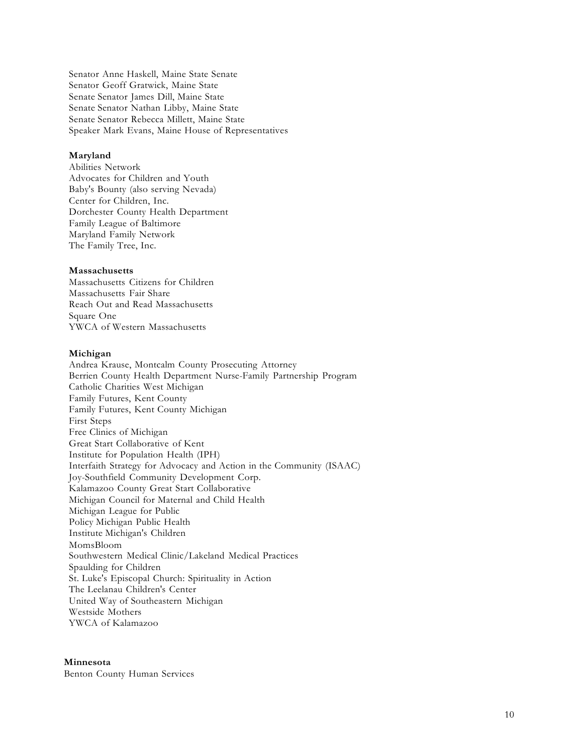Senator Anne Haskell, Maine State Senate
Senator Geoff Gratwick, Maine State
Senate Senator James Dill, Maine State
Senate Senator Nathan Libby, Maine State
Senate Senator Rebecca Millett, Maine State
Speaker Mark Evans, Maine House of Representatives

**Maryland**
Abilities Network
Advocates for Children and Youth
Baby's Bounty (also serving Nevada)
Center for Children, Inc.
Dorchester County Health Department
Family League of Baltimore
Maryland Family Network
The Family Tree, Inc.

**Massachusetts**
Massachusetts Citizens for Children
Massachusetts Fair Share
Reach Out and Read Massachusetts
Square One
YWCA of Western Massachusetts

**Michigan**
Andrea Krause, Montcalm County Prosecuting Attorney
Berrien County Health Department Nurse-Family Partnership Program
Catholic Charities West Michigan
Family Futures, Kent County
Family Futures, Kent County Michigan
First Steps
Free Clinics of Michigan
Great Start Collaborative of Kent
Institute for Population Health (IPH)
Interfaith Strategy for Advocacy and Action in the Community (ISAAC)
Joy-Southfield Community Development Corp.
Kalamazoo County Great Start Collaborative
Michigan Council for Maternal and Child Health
Michigan League for Public
Policy Michigan Public Health
Institute Michigan's Children
MomsBloom
Southwestern Medical Clinic/Lakeland Medical Practices
Spaulding for Children
St. Luke's Episcopal Church: Spirituality in Action
The Leelanau Children's Center
United Way of Southeastern Michigan
Westside Mothers
YWCA of Kalamazoo

**Minnesota**
Benton County Human Services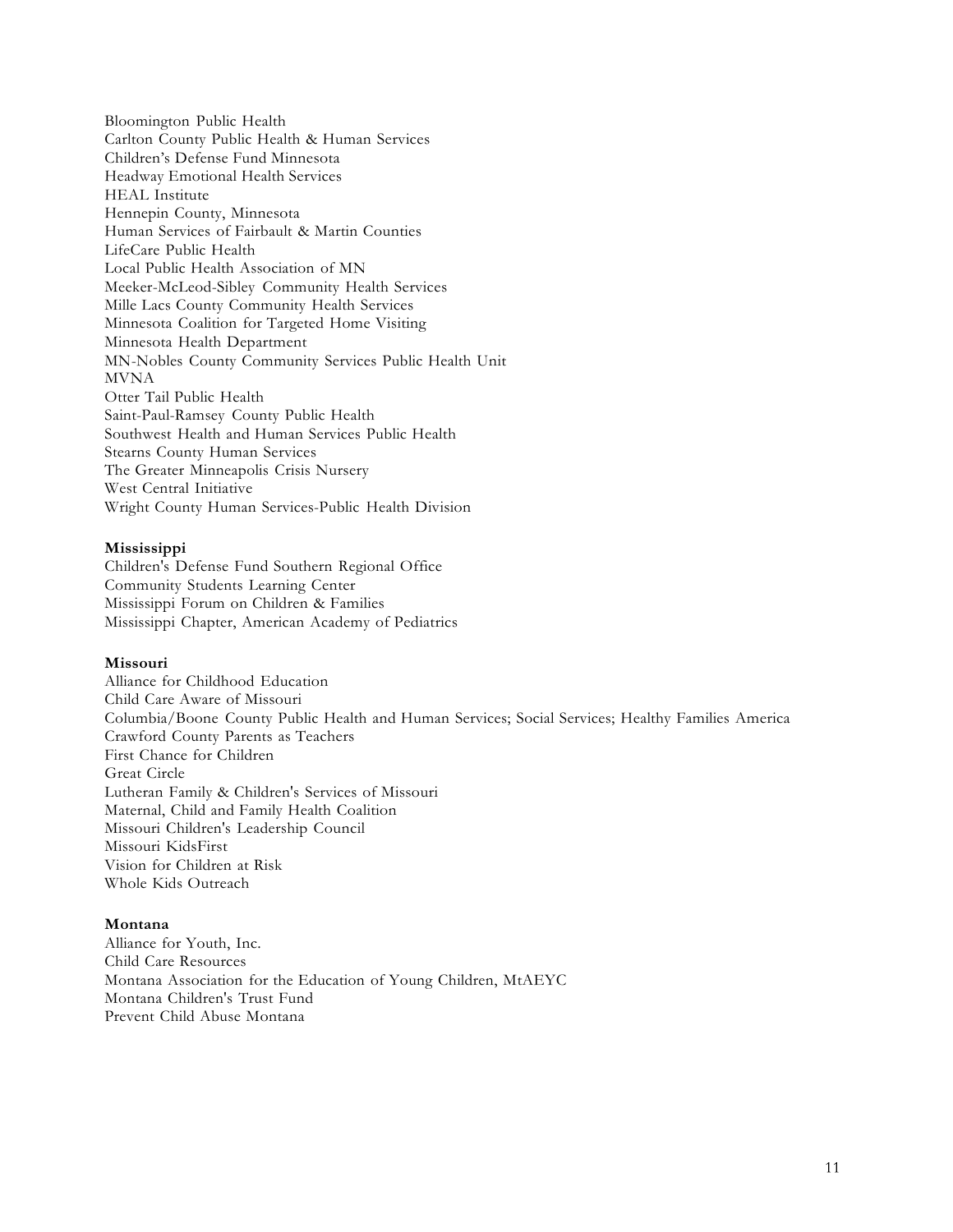Bloomington Public Health
Carlton County Public Health & Human Services
Children's Defense Fund Minnesota
Headway Emotional Health Services
HEAL Institute
Hennepin County, Minnesota
Human Services of Fairbault & Martin Counties
LifeCare Public Health
Local Public Health Association of MN
Meeker-McLeod-Sibley Community Health Services
Mille Lacs County Community Health Services
Minnesota Coalition for Targeted Home Visiting
Minnesota Health Department
MN-Nobles County Community Services Public Health Unit
MVNA
Otter Tail Public Health
Saint-Paul-Ramsey County Public Health
Southwest Health and Human Services Public Health
Stearns County Human Services
The Greater Minneapolis Crisis Nursery
West Central Initiative
Wright County Human Services-Public Health Division

**Mississippi**
Children's Defense Fund Southern Regional Office
Community Students Learning Center
Mississippi Forum on Children & Families
Mississippi Chapter, American Academy of Pediatrics

**Missouri**
Alliance for Childhood Education
Child Care Aware of Missouri
Columbia/Boone County Public Health and Human Services; Social Services; Healthy Families America
Crawford County Parents as Teachers
First Chance for Children
Great Circle
Lutheran Family & Children's Services of Missouri
Maternal, Child and Family Health Coalition
Missouri Children's Leadership Council
Missouri KidsFirst
Vision for Children at Risk
Whole Kids Outreach

**Montana**
Alliance for Youth, Inc.
Child Care Resources
Montana Association for the Education of Young Children, MtAEYC
Montana Children's Trust Fund
Prevent Child Abuse Montana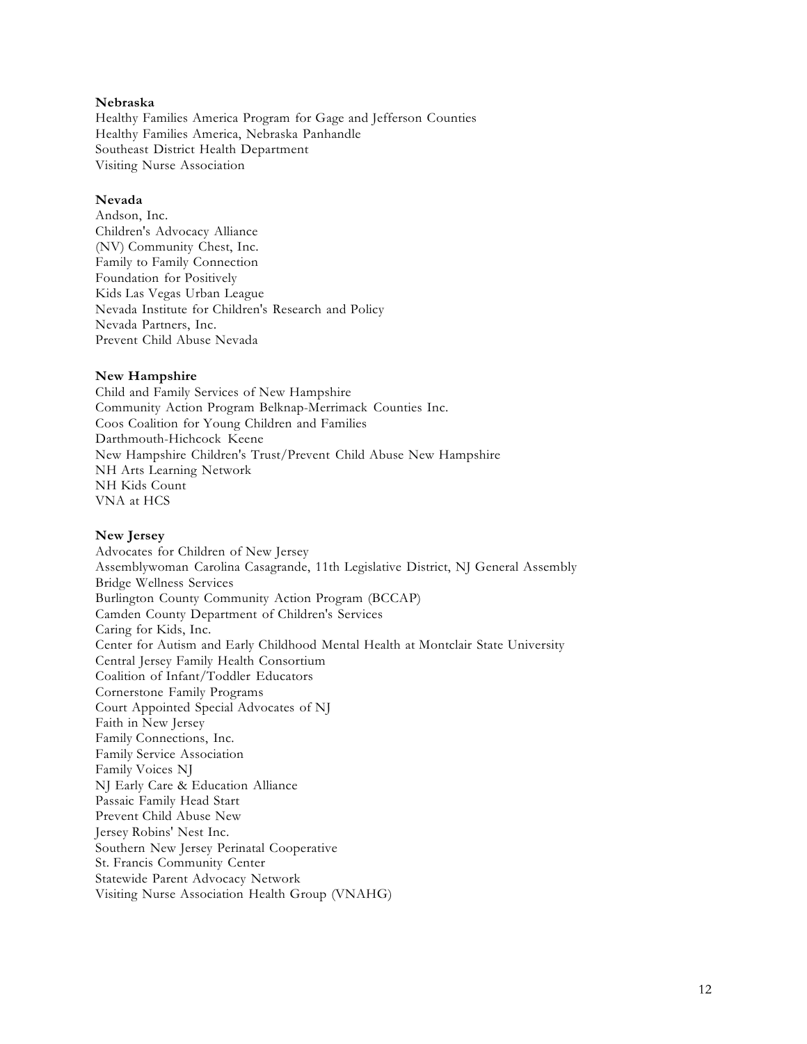**Nebraska**

Healthy Families America Program for Gage and Jefferson Counties
Healthy Families America, Nebraska Panhandle
Southeast District Health Department
Visiting Nurse Association

**Nevada**

Andson, Inc.
Children's Advocacy Alliance
(NV) Community Chest, Inc.
Family to Family Connection
Foundation for Positively
Kids Las Vegas Urban League
Nevada Institute for Children's Research and Policy
Nevada Partners, Inc.
Prevent Child Abuse Nevada

**New Hampshire**

Child and Family Services of New Hampshire
Community Action Program Belknap-Merrimack Counties Inc.
Coos Coalition for Young Children and Families
Darthmouth-Hichcock Keene
New Hampshire Children's Trust/Prevent Child Abuse New Hampshire
NH Arts Learning Network
NH Kids Count
VNA at HCS

**New Jersey**

Advocates for Children of New Jersey
Assemblywoman Carolina Casagrande, 11th Legislative District, NJ General Assembly
Bridge Wellness Services
Burlington County Community Action Program (BCCAP)
Camden County Department of Children's Services
Caring for Kids, Inc.
Center for Autism and Early Childhood Mental Health at Montclair State University
Central Jersey Family Health Consortium
Coalition of Infant/Toddler Educators
Cornerstone Family Programs
Court Appointed Special Advocates of NJ
Faith in New Jersey
Family Connections, Inc.
Family Service Association
Family Voices NJ
NJ Early Care & Education Alliance
Passaic Family Head Start
Prevent Child Abuse New
Jersey Robins' Nest Inc.
Southern New Jersey Perinatal Cooperative
St. Francis Community Center
Statewide Parent Advocacy Network
Visiting Nurse Association Health Group (VNAHG)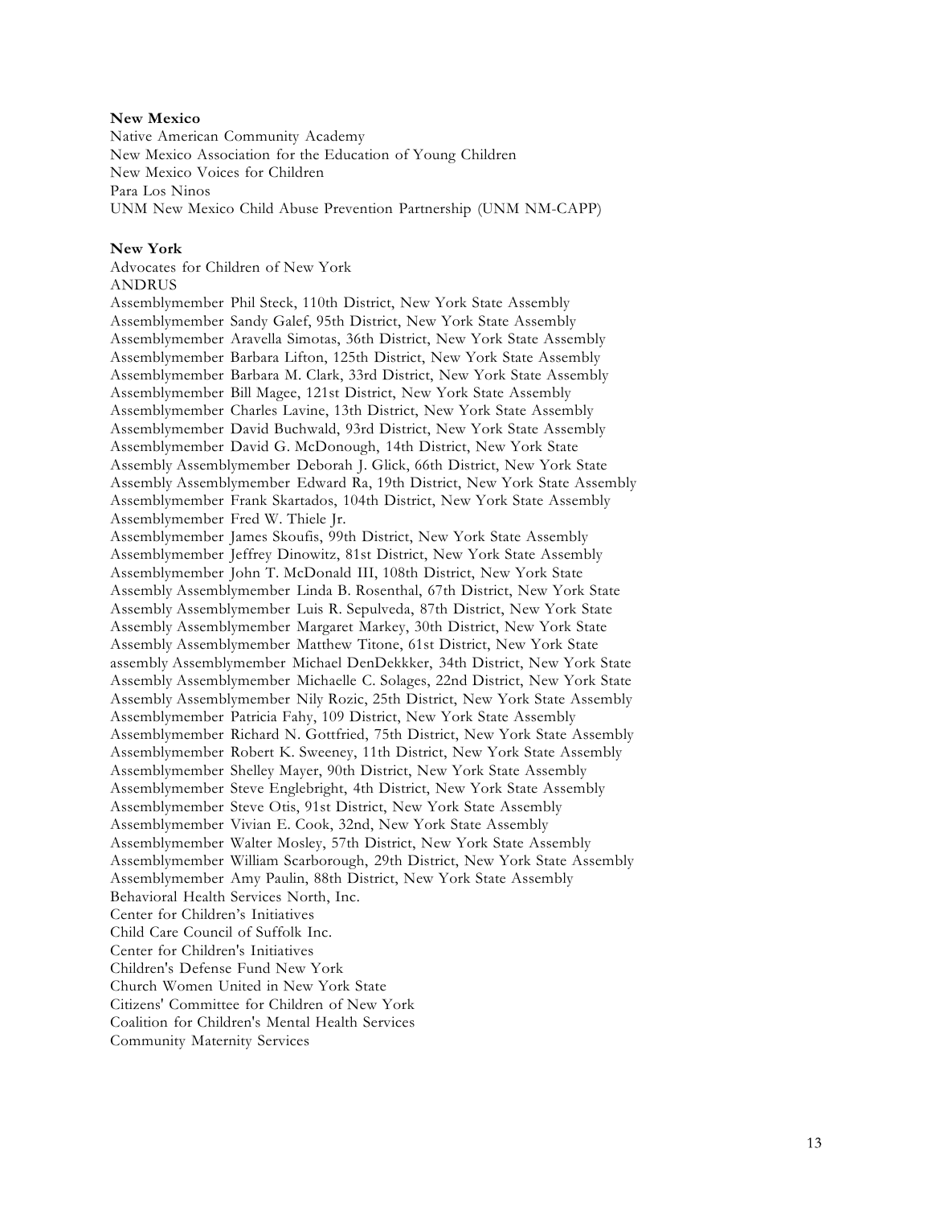**New Mexico**

Native American Community Academy
New Mexico Association for the Education of Young Children
New Mexico Voices for Children
Para Los Ninos
UNM New Mexico Child Abuse Prevention Partnership (UNM NM-CAPP)

**New York**

Advocates for Children of New York
ANDRUS
Assemblymember Phil Steck, 110th District, New York State Assembly
Assemblymember Sandy Galef, 95th District, New York State Assembly
Assemblymember Aravella Simotas, 36th District, New York State Assembly
Assemblymember Barbara Lifton, 125th District, New York State Assembly
Assemblymember Barbara M. Clark, 33rd District, New York State Assembly
Assemblymember Bill Magee, 121st District, New York State Assembly
Assemblymember Charles Lavine, 13th District, New York State Assembly
Assemblymember David Buchwald, 93rd District, New York State Assembly
Assemblymember David G. McDonough, 14th District, New York State Assembly
Assemblymember Deborah J. Glick, 66th District, New York State Assembly
Assemblymember Edward Ra, 19th District, New York State Assembly
Assemblymember Frank Skartados, 104th District, New York State Assembly
Assemblymember Fred W. Thiele Jr.
Assemblymember James Skoufis, 99th District, New York State Assembly
Assemblymember Jeffrey Dinowitz, 81st District, New York State Assembly
Assemblymember John T. McDonald III, 108th District, New York State Assembly
Assemblymember Linda B. Rosenthal, 67th District, New York State Assembly
Assemblymember Luis R. Sepulveda, 87th District, New York State Assembly
Assemblymember Margaret Markey, 30th District, New York State Assembly
Assemblymember Matthew Titone, 61st District, New York State assembly
Assemblymember Michael DenDekkker, 34th District, New York State Assembly
Assemblymember Michaelle C. Solages, 22nd District, New York State Assembly
Assemblymember Nily Rozic, 25th District, New York State Assembly
Assemblymember Patricia Fahy, 109 District, New York State Assembly
Assemblymember Richard N. Gottfried, 75th District, New York State Assembly
Assemblymember Robert K. Sweeney, 11th District, New York State Assembly
Assemblymember Shelley Mayer, 90th District, New York State Assembly
Assemblymember Steve Englebright, 4th District, New York State Assembly
Assemblymember Steve Otis, 91st District, New York State Assembly
Assemblymember Vivian E. Cook, 32nd, New York State Assembly
Assemblymember Walter Mosley, 57th District, New York State Assembly
Assemblymember William Scarborough, 29th District, New York State Assembly
Assemblymember Amy Paulin, 88th District, New York State Assembly
Behavioral Health Services North, Inc.
Center for Children's Initiatives
Child Care Council of Suffolk Inc.
Center for Children's Initiatives
Children's Defense Fund New York
Church Women United in New York State
Citizens' Committee for Children of New York
Coalition for Children's Mental Health Services
Community Maternity Services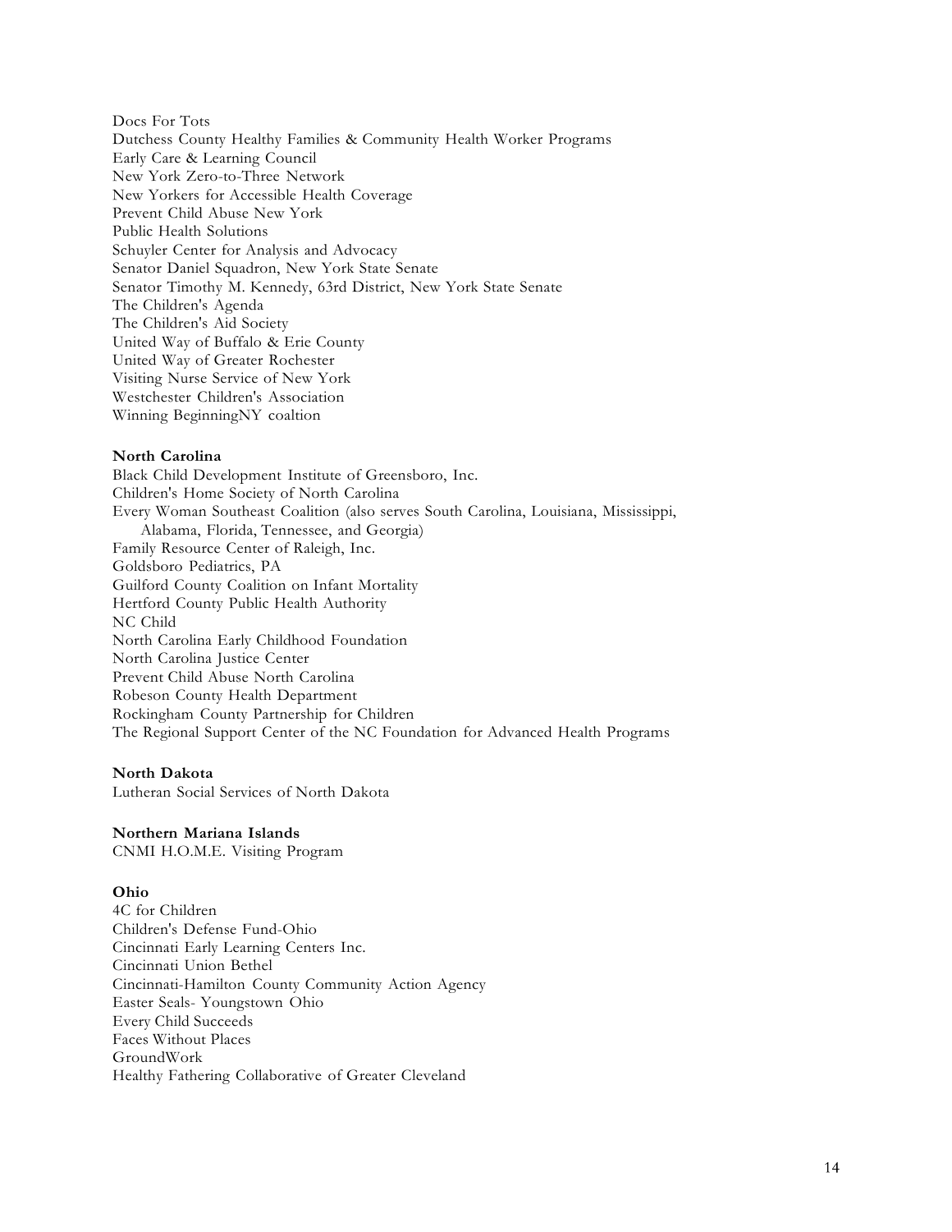Docs For Tots
Dutchess County Healthy Families & Community Health Worker Programs
Early Care & Learning Council
New York Zero-to-Three Network
New Yorkers for Accessible Health Coverage
Prevent Child Abuse New York
Public Health Solutions
Schuyler Center for Analysis and Advocacy
Senator Daniel Squadron, New York State Senate
Senator Timothy M. Kennedy, 63rd District, New York State Senate
The Children's Agenda
The Children's Aid Society
United Way of Buffalo & Erie County
United Way of Greater Rochester
Visiting Nurse Service of New York
Westchester Children's Association
Winning BeginningNY coaltion

**North Carolina**

Black Child Development Institute of Greensboro, Inc.
Children's Home Society of North Carolina
Every Woman Southeast Coalition (also serves South Carolina, Louisiana, Mississippi, Alabama, Florida, Tennessee, and Georgia)
Family Resource Center of Raleigh, Inc.
Goldsboro Pediatrics, PA
Guilford County Coalition on Infant Mortality
Hertford County Public Health Authority
NC Child
North Carolina Early Childhood Foundation
North Carolina Justice Center
Prevent Child Abuse North Carolina
Robeson County Health Department
Rockingham County Partnership for Children
The Regional Support Center of the NC Foundation for Advanced Health Programs

**North Dakota**

Lutheran Social Services of North Dakota

**Northern Mariana Islands**

CNMI H.O.M.E. Visiting Program

**Ohio**

4C for Children
Children's Defense Fund-Ohio
Cincinnati Early Learning Centers Inc.
Cincinnati Union Bethel
Cincinnati-Hamilton County Community Action Agency
Easter Seals- Youngstown Ohio
Every Child Succeeds
Faces Without Places
GroundWork
Healthy Fathering Collaborative of Greater Cleveland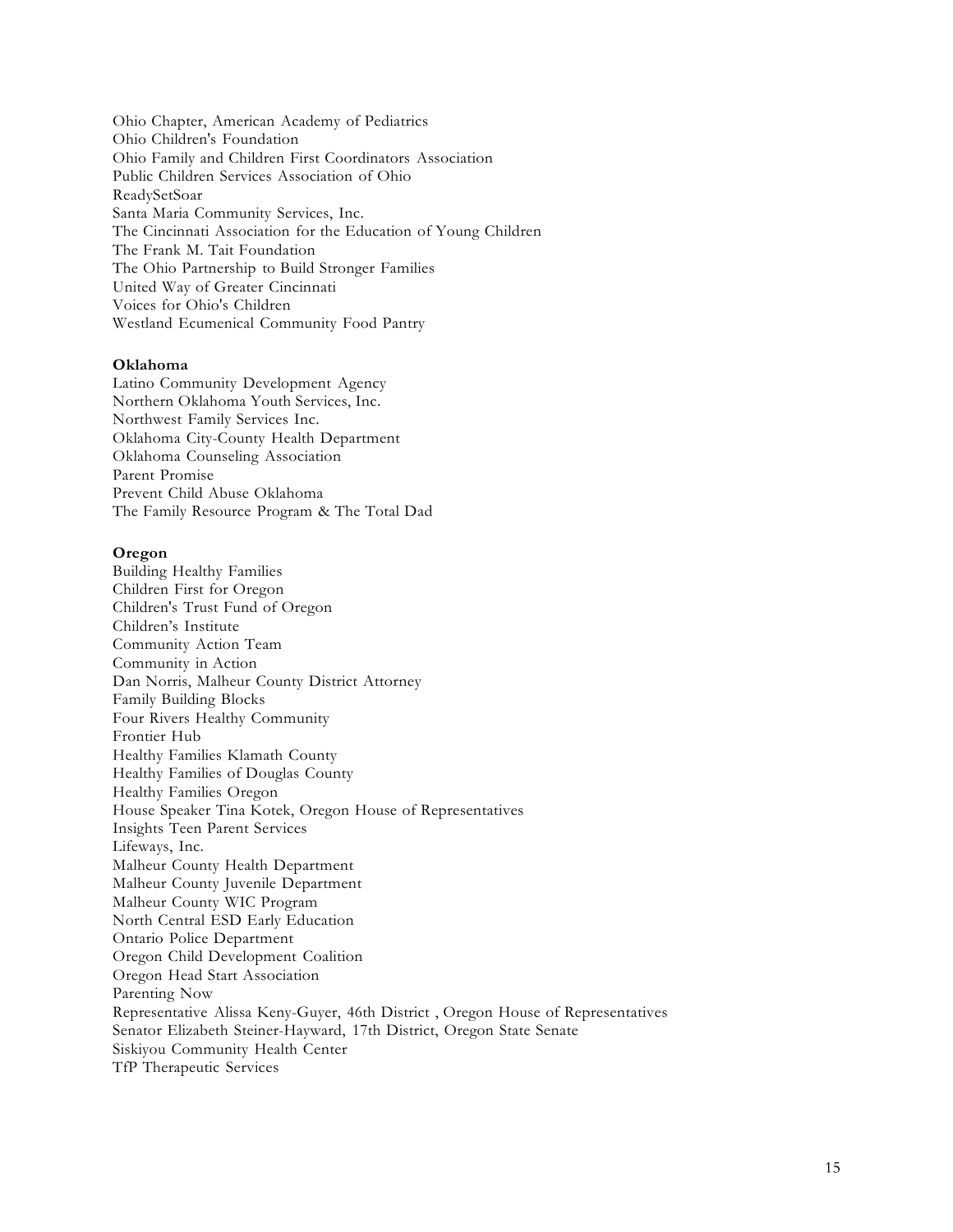Ohio Chapter, American Academy of Pediatrics
Ohio Children's Foundation
Ohio Family and Children First Coordinators Association
Public Children Services Association of Ohio
ReadySetSoar
Santa Maria Community Services, Inc.
The Cincinnati Association for the Education of Young Children
The Frank M. Tait Foundation
The Ohio Partnership to Build Stronger Families
United Way of Greater Cincinnati
Voices for Ohio's Children
Westland Ecumenical Community Food Pantry

**Oklahoma**

Latino Community Development Agency
Northern Oklahoma Youth Services, Inc.
Northwest Family Services Inc.
Oklahoma City-County Health Department
Oklahoma Counseling Association
Parent Promise
Prevent Child Abuse Oklahoma
The Family Resource Program & The Total Dad

**Oregon**

Building Healthy Families
Children First for Oregon
Children's Trust Fund of Oregon
Children's Institute
Community Action Team
Community in Action
Dan Norris, Malheur County District Attorney
Family Building Blocks
Four Rivers Healthy Community
Frontier Hub
Healthy Families Klamath County
Healthy Families of Douglas County
Healthy Families Oregon
House Speaker Tina Kotek, Oregon House of Representatives
Insights Teen Parent Services
Lifeways, Inc.
Malheur County Health Department
Malheur County Juvenile Department
Malheur County WIC Program
North Central ESD Early Education
Ontario Police Department
Oregon Child Development Coalition
Oregon Head Start Association
Parenting Now
Representative Alissa Keny-Guyer, 46th District , Oregon House of Representatives
Senator Elizabeth Steiner-Hayward, 17th District, Oregon State Senate
Siskiyou Community Health Center
TfP Therapeutic Services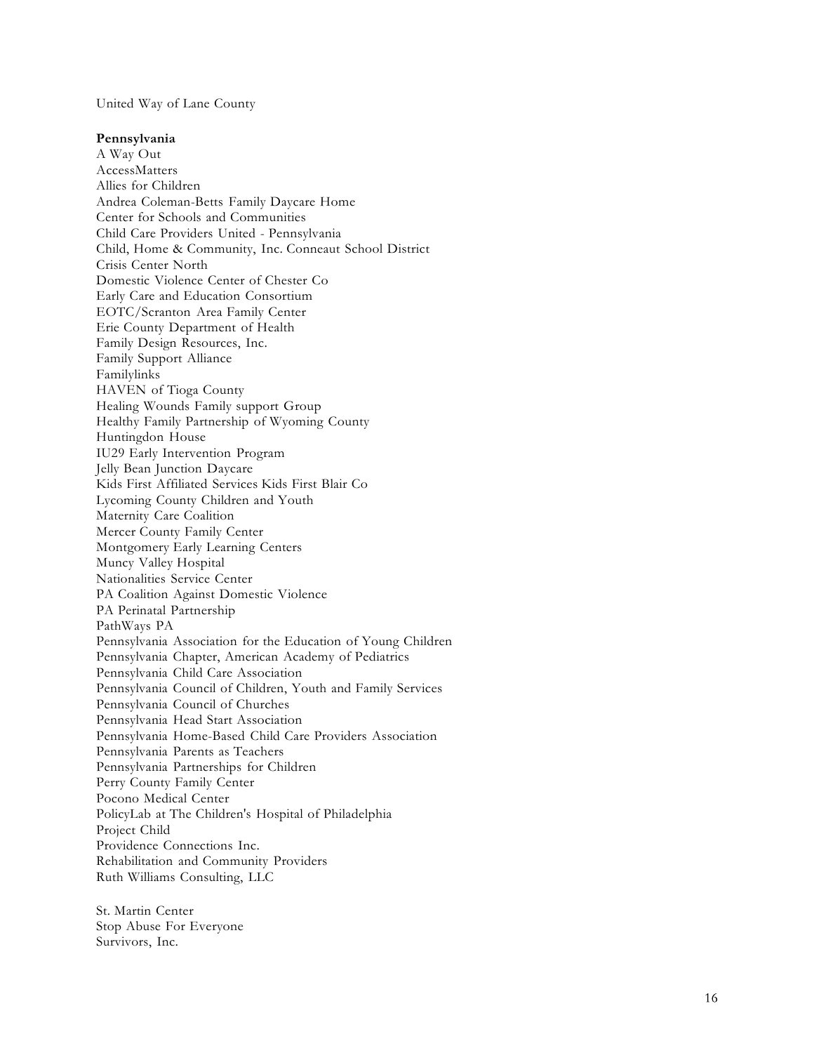United Way of Lane County

**Pennsylvania**

A Way Out
AccessMatters
Allies for Children
Andrea Coleman-Betts Family Daycare Home
Center for Schools and Communities
Child Care Providers United - Pennsylvania
Child, Home & Community, Inc. Conneaut School District
Crisis Center North
Domestic Violence Center of Chester Co
Early Care and Education Consortium
EOTC/Scranton Area Family Center
Erie County Department of Health
Family Design Resources, Inc.
Family Support Alliance
Familylinks
HAVEN of Tioga County
Healing Wounds Family support Group
Healthy Family Partnership of Wyoming County
Huntingdon House
IU29 Early Intervention Program
Jelly Bean Junction Daycare
Kids First Affiliated Services Kids First Blair Co
Lycoming County Children and Youth
Maternity Care Coalition
Mercer County Family Center
Montgomery Early Learning Centers
Muncy Valley Hospital
Nationalities Service Center
PA Coalition Against Domestic Violence
PA Perinatal Partnership
PathWays PA
Pennsylvania Association for the Education of Young Children
Pennsylvania Chapter, American Academy of Pediatrics
Pennsylvania Child Care Association
Pennsylvania Council of Children, Youth and Family Services
Pennsylvania Council of Churches
Pennsylvania Head Start Association
Pennsylvania Home-Based Child Care Providers Association
Pennsylvania Parents as Teachers
Pennsylvania Partnerships for Children
Perry County Family Center
Pocono Medical Center
PolicyLab at The Children's Hospital of Philadelphia
Project Child
Providence Connections Inc.
Rehabilitation and Community Providers
Ruth Williams Consulting, LLC

St. Martin Center
Stop Abuse For Everyone
Survivors, Inc.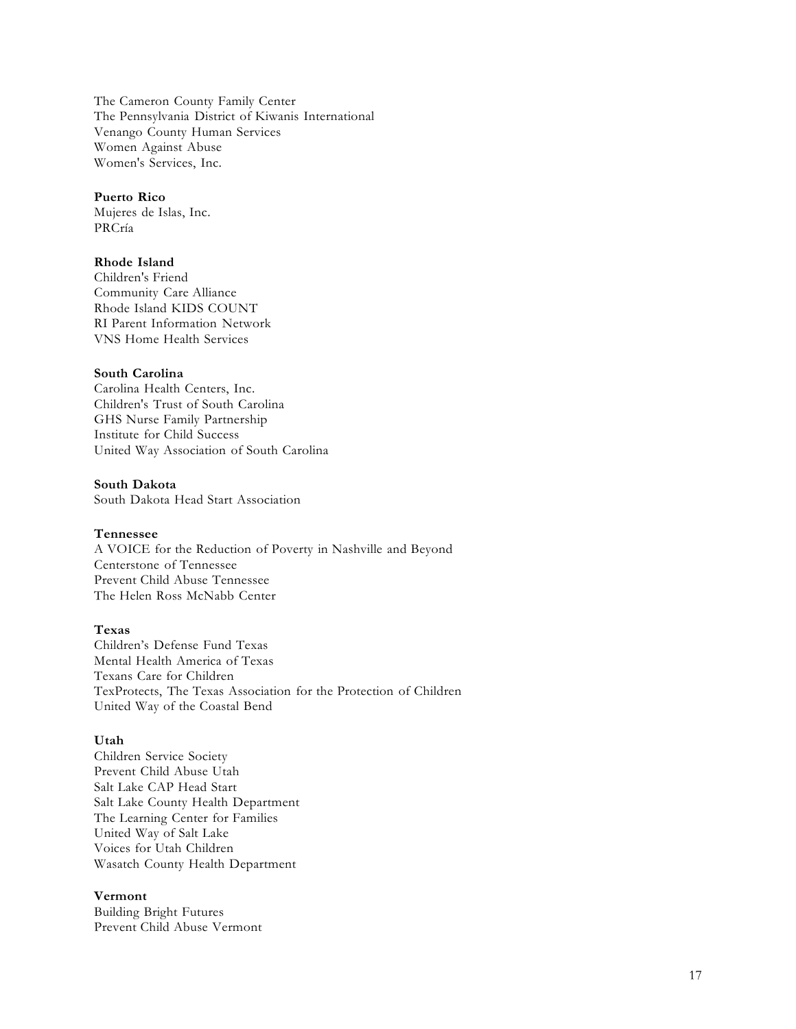The Cameron County Family Center
The Pennsylvania District of Kiwanis International
Venango County Human Services
Women Against Abuse
Women's Services, Inc.

**Puerto Rico**
Mujeres de Islas, Inc.
PRCría

**Rhode Island**
Children's Friend
Community Care Alliance
Rhode Island KIDS COUNT
RI Parent Information Network
VNS Home Health Services

**South Carolina**
Carolina Health Centers, Inc.
Children's Trust of South Carolina
GHS Nurse Family Partnership
Institute for Child Success
United Way Association of South Carolina

**South Dakota**
South Dakota Head Start Association

**Tennessee**
A VOICE for the Reduction of Poverty in Nashville and Beyond
Centerstone of Tennessee
Prevent Child Abuse Tennessee
The Helen Ross McNabb Center

**Texas**
Children's Defense Fund Texas
Mental Health America of Texas
Texans Care for Children
TexProtects, The Texas Association for the Protection of Children
United Way of the Coastal Bend

**Utah**
Children Service Society
Prevent Child Abuse Utah
Salt Lake CAP Head Start
Salt Lake County Health Department
The Learning Center for Families
United Way of Salt Lake
Voices for Utah Children
Wasatch County Health Department

**Vermont**
Building Bright Futures
Prevent Child Abuse Vermont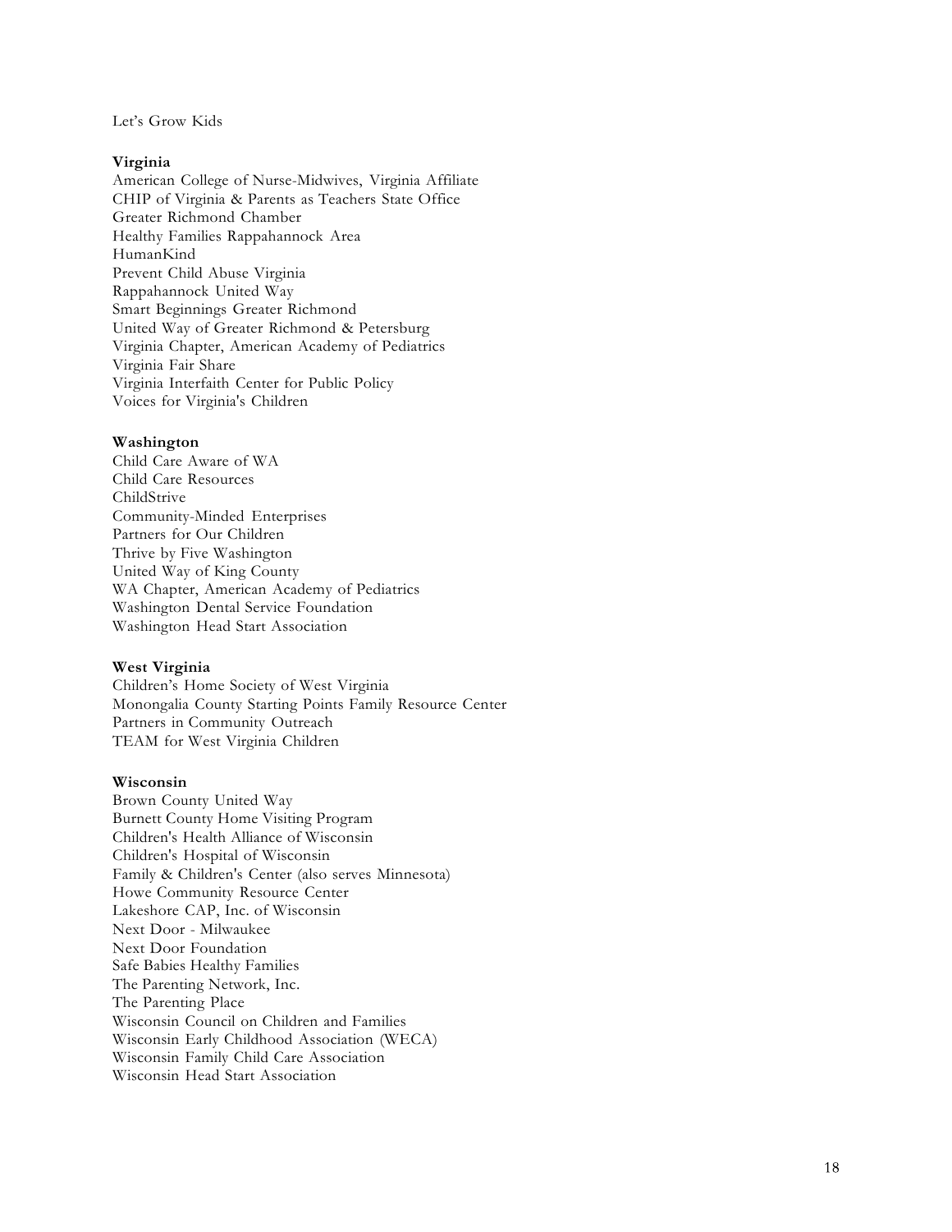Let's Grow Kids

**Virginia**

American College of Nurse-Midwives, Virginia Affiliate
CHIP of Virginia & Parents as Teachers State Office
Greater Richmond Chamber
Healthy Families Rappahannock Area
HumanKind
Prevent Child Abuse Virginia
Rappahannock United Way
Smart Beginnings Greater Richmond
United Way of Greater Richmond & Petersburg
Virginia Chapter, American Academy of Pediatrics
Virginia Fair Share
Virginia Interfaith Center for Public Policy
Voices for Virginia's Children

**Washington**

Child Care Aware of WA
Child Care Resources
ChildStrive
Community-Minded Enterprises
Partners for Our Children
Thrive by Five Washington
United Way of King County
WA Chapter, American Academy of Pediatrics
Washington Dental Service Foundation
Washington Head Start Association

**West Virginia**

Children's Home Society of West Virginia
Monongalia County Starting Points Family Resource Center
Partners in Community Outreach
TEAM for West Virginia Children

**Wisconsin**

Brown County United Way
Burnett County Home Visiting Program
Children's Health Alliance of Wisconsin
Children's Hospital of Wisconsin
Family & Children's Center (also serves Minnesota)
Howe Community Resource Center
Lakeshore CAP, Inc. of Wisconsin
Next Door - Milwaukee
Next Door Foundation
Safe Babies Healthy Families
The Parenting Network, Inc.
The Parenting Place
Wisconsin Council on Children and Families
Wisconsin Early Childhood Association (WECA)
Wisconsin Family Child Care Association
Wisconsin Head Start Association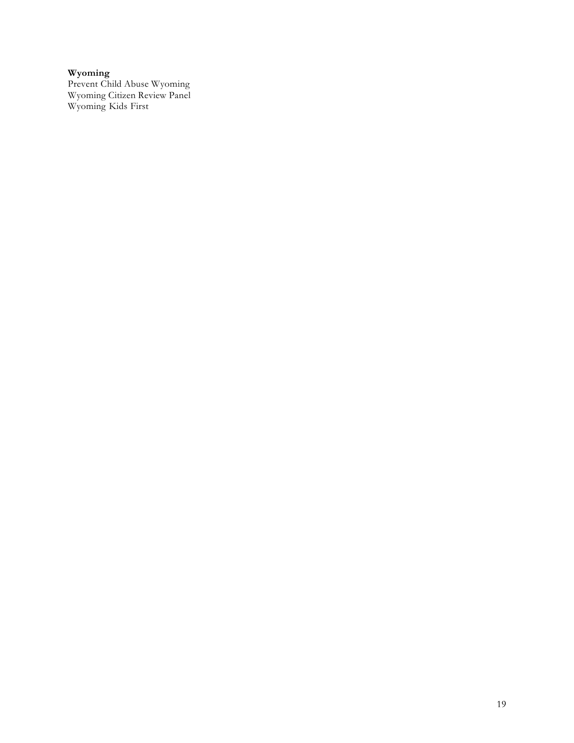**Wyoming**
Prevent Child Abuse Wyoming
Wyoming Citizen Review Panel
Wyoming Kids First